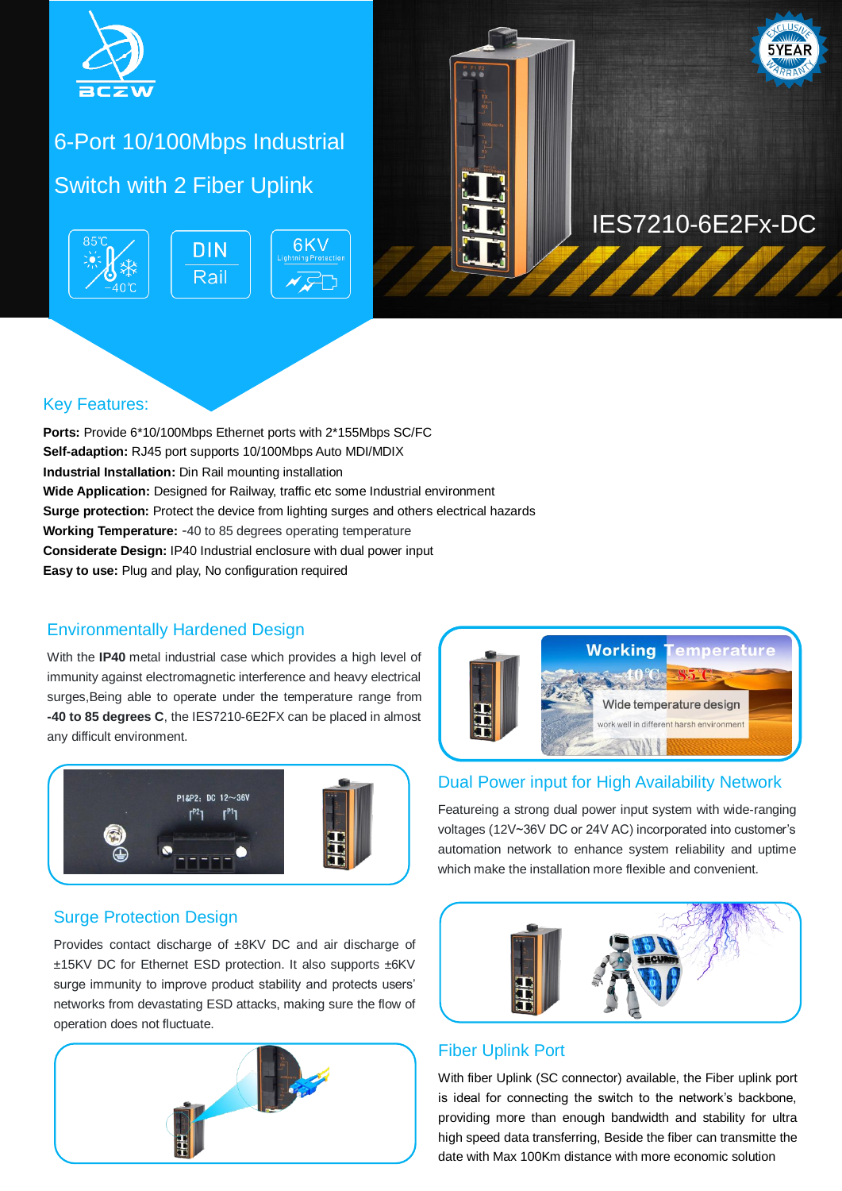# 6-Port 10/100Mbps Industrial Switch with 2 Fiber Uplink

85℃ −40℃ | DIN Rail | 6KV Lightning Protection

IES7210-6E2Fx-DC

## Key Features:

**Ports:** Provide 6*10/100Mbps Ethernet ports with 2*155Mbps SC/FC
**Self-adaption:** RJ45 port supports 10/100Mbps Auto MDI/MDIX
**Industrial Installation:** Din Rail mounting installation
**Wide Application:** Designed for Railway, traffic etc some Industrial environment
**Surge protection:** Protect the device from lighting surges and others electrical hazards
**Working Temperature:** -40 to 85 degrees operating temperature
**Considerate Design:** IP40 Industrial enclosure with dual power input
**Easy to use:** Plug and play, No configuration required

## Environmentally Hardened Design

With the **IP40** metal industrial case which provides a high level of immunity against electromagnetic interference and heavy electrical surges,Being able to operate under the temperature range from **-40 to 85 degrees C**, the IES7210-6E2FX can be placed in almost any difficult environment.

## Dual Power input for High Availability Network

Featureing a strong dual power input system with wide-ranging voltages (12V~36V DC or 24V AC) incorporated into customer's automation network to enhance system reliability and uptime which make the installation more flexible and convenient.

## Surge Protection Design

Provides contact discharge of ±8KV DC and air discharge of ±15KV DC for Ethernet ESD protection. It also supports ±6KV surge immunity to improve product stability and protects users' networks from devastating ESD attacks, making sure the flow of operation does not fluctuate.

## Fiber Uplink Port

With fiber Uplink (SC connector) available, the Fiber uplink port is ideal for connecting the switch to the network's backbone, providing more than enough bandwidth and stability for ultra high speed data transferring, Beside the fiber can transmite the date with Max 100Km distance with more economic solution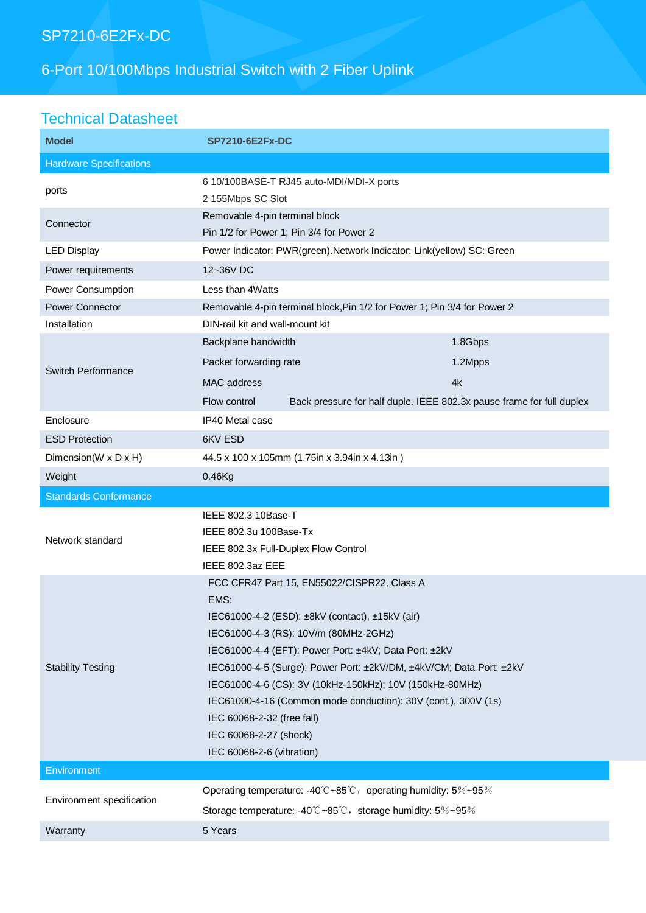# SP7210-6E2Fx-DC

## 6-Port 10/100Mbps Industrial Switch with 2 Fiber Uplink

## Technical Datasheet

| Model | SP7210-6E2Fx-DC | |
|---|---|---|
| **Hardware Specifications** | | |
| ports | 6 10/100BASE-T RJ45 auto-MDI/MDI-X ports<br>2 155Mbps SC Slot | |
| Connector | Removable 4-pin terminal block<br>Pin 1/2 for Power 1; Pin 3/4 for Power 2 | |
| LED Display | Power Indicator: PWR(green).Network Indicator: Link(yellow) SC: Green | |
| Power requirements | 12~36V DC | |
| Power Consumption | Less than 4Watts | |
| Power Connector | Removable 4-pin terminal block,Pin 1/2 for Power 1; Pin 3/4 for Power 2 | |
| Installation | DIN-rail kit and wall-mount kit | |
| Switch Performance | Backplane bandwidth | 1.8Gbps |
| | Packet forwarding rate | 1.2Mpps |
| | MAC address | 4k |
| | Flow control | Back pressure for half duple. IEEE 802.3x pause frame for full duplex |
| Enclosure | IP40 Metal case | |
| ESD Protection | 6KV ESD | |
| Dimension(W x D x H) | 44.5 x 100 x 105mm (1.75in x 3.94in x 4.13in ) | |
| Weight | 0.46Kg | |
| **Standards Conformance** | | |
| Network standard | IEEE 802.3 10Base-T<br>IEEE 802.3u 100Base-Tx<br>IEEE 802.3x Full-Duplex Flow Control<br>IEEE 802.3az EEE | |
| Stability Testing | FCC CFR47 Part 15, EN55022/CISPR22, Class A<br>EMS:<br>IEC61000-4-2 (ESD): ±8kV (contact), ±15kV (air)<br>IEC61000-4-3 (RS): 10V/m (80MHz-2GHz)<br>IEC61000-4-4 (EFT): Power Port: ±4kV; Data Port: ±2kV<br>IEC61000-4-5 (Surge): Power Port: ±2kV/DM, ±4kV/CM; Data Port: ±2kV<br>IEC61000-4-6 (CS): 3V (10kHz-150kHz); 10V (150kHz-80MHz)<br>IEC61000-4-16 (Common mode conduction): 30V (cont.), 300V (1s)<br>IEC 60068-2-32 (free fall)<br>IEC 60068-2-27 (shock)<br>IEC 60068-2-6 (vibration) | |
| **Environment** | | |
| Environment specification | Operating temperature: -40℃~85℃，operating humidity: 5%~95%<br>Storage temperature: -40℃~85℃，storage humidity: 5%~95% | |
| Warranty | 5 Years | |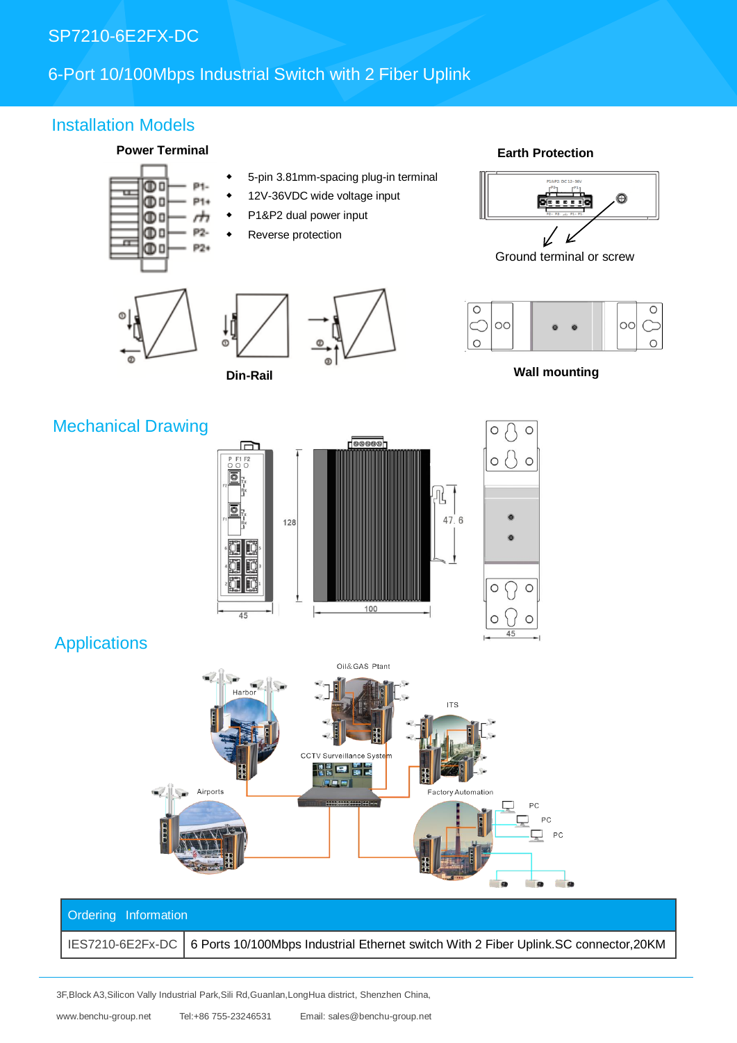# SP7210-6E2FX-DC

## 6-Port 10/100Mbps Industrial Switch with 2 Fiber Uplink

## Installation Models

**Power Terminal**

P1-
P1+
P2-
P2+

- 5-pin 3.81mm-spacing plug-in terminal
- 12V-36VDC wide voltage input
- P1&P2 dual power input
- Reverse protection

**Earth Protection**

Ground terminal or screw

**Din-Rail**

**Wall mounting**

## Mechanical Drawing

128
45
100
47.6
45

## Applications

Oil&GAS Plant
Harbor
ITS
CCTV Surveillance System
Airports
Factory Automation
PC
PC
PC

| Ordering Information | |
|---|---|
| IES7210-6E2Fx-DC | 6 Ports 10/100Mbps Industrial Ethernet switch With 2 Fiber Uplink.SC connector,20KM |

3F,Block A3,Silicon Vally Industrial Park,Sili Rd,Guanlan,LongHua district, Shenzhen China,

www.benchu-group.net Tel:+86 755-23246531 Email: sales@benchu-group.net